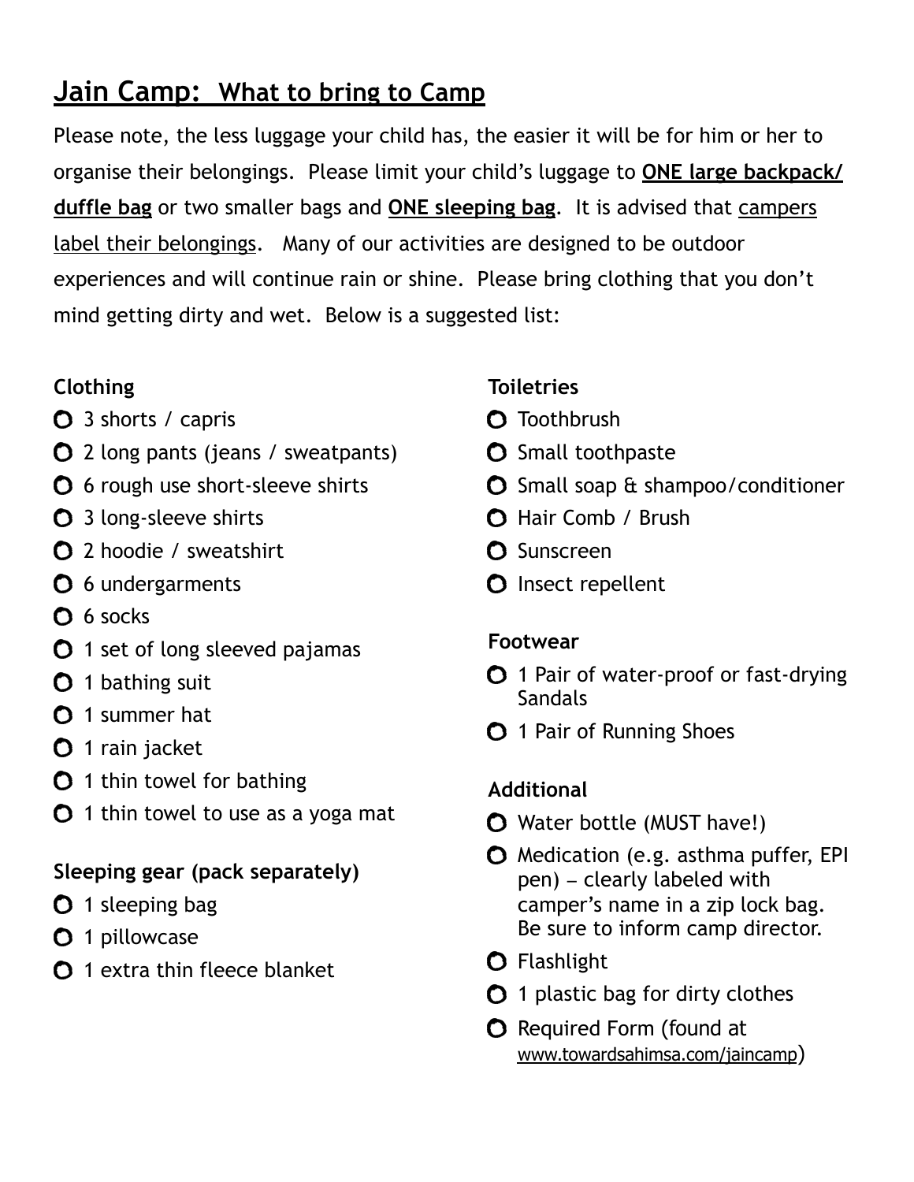# Jain Camp: What to bring to Camp

Please note, the less luggage your child has, the easier it will be for him or her to organise their belongings. Please limit your child's luggage to **ONE large backpack/ duffle bag** or two smaller bags and **ONE sleeping bag**. It is advised that campers label their belongings. Many of our activities are designed to be outdoor experiences and will continue rain or shine. Please bring clothing that you don't mind getting dirty and wet. Below is a suggested list:

**Clothing**

- 3 shorts / capris
- 2 long pants (jeans / sweatpants)
- 6 rough use short-sleeve shirts
- 3 long-sleeve shirts
- 2 hoodie / sweatshirt
- 6 undergarments
- 6 socks
- 1 set of long sleeved pajamas
- 1 bathing suit
- 1 summer hat
- 1 rain jacket
- 1 thin towel for bathing
- 1 thin towel to use as a yoga mat

**Sleeping gear (pack separately)**

- 1 sleeping bag
- 1 pillowcase
- 1 extra thin fleece blanket

**Toiletries**

- Toothbrush
- Small toothpaste
- Small soap & shampoo/conditioner
- Hair Comb / Brush
- Sunscreen
- Insect repellent

**Footwear**

- 1 Pair of water-proof or fast-drying Sandals
- 1 Pair of Running Shoes

**Additional**

- Water bottle (MUST have!)
- Medication (e.g. asthma puffer, EPI pen) – clearly labeled with camper's name in a zip lock bag. Be sure to inform camp director.
- Flashlight
- 1 plastic bag for dirty clothes
- Required Form (found at www.towardsahimsa.com/jaincamp)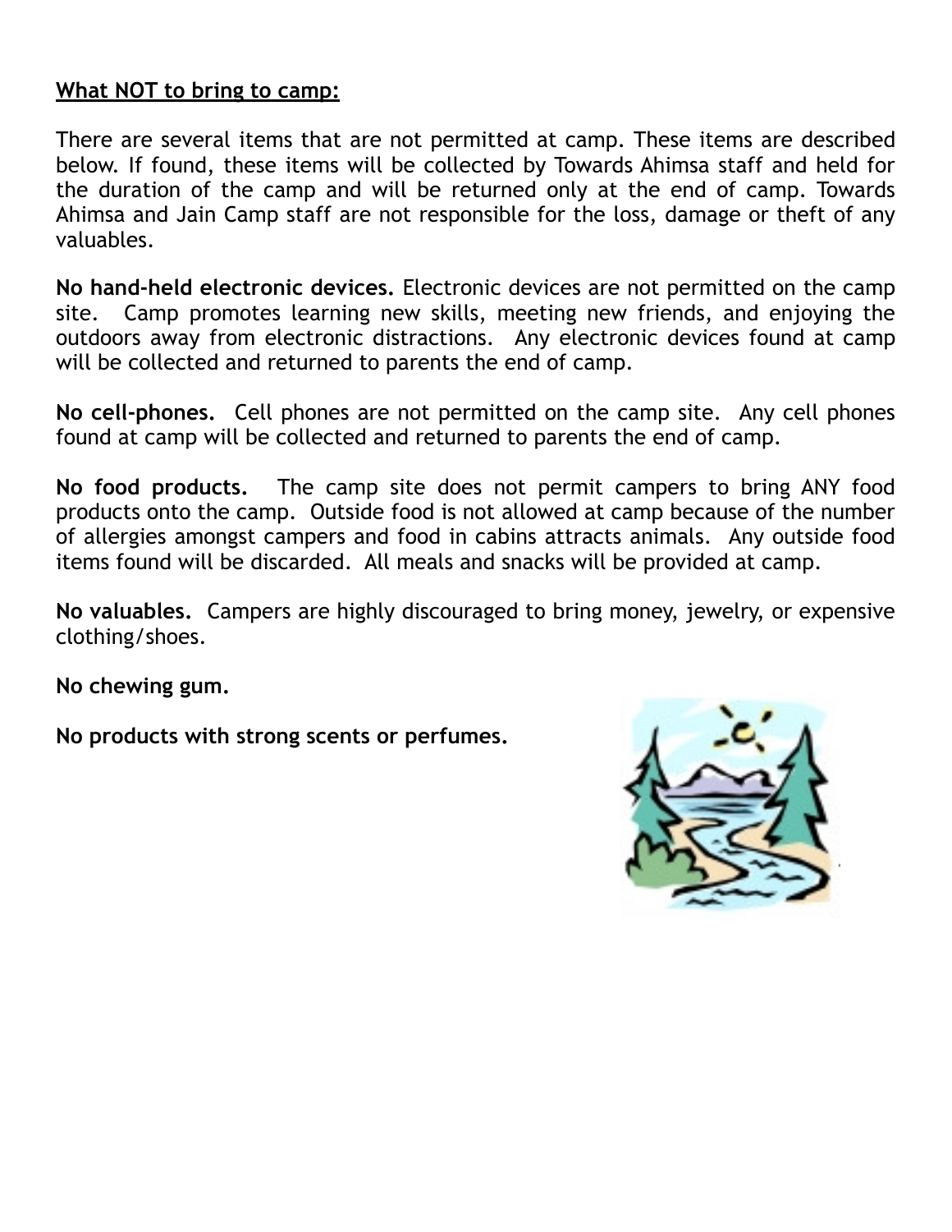**What NOT to bring to camp:**

There are several items that are not permitted at camp. These items are described below. If found, these items will be collected by Towards Ahimsa staff and held for the duration of the camp and will be returned only at the end of camp. Towards Ahimsa and Jain Camp staff are not responsible for the loss, damage or theft of any valuables.

**No hand-held electronic devices.** Electronic devices are not permitted on the camp site. Camp promotes learning new skills, meeting new friends, and enjoying the outdoors away from electronic distractions. Any electronic devices found at camp will be collected and returned to parents the end of camp.

**No cell-phones.** Cell phones are not permitted on the camp site. Any cell phones found at camp will be collected and returned to parents the end of camp.

**No food products.** The camp site does not permit campers to bring ANY food products onto the camp. Outside food is not allowed at camp because of the number of allergies amongst campers and food in cabins attracts animals. Any outside food items found will be discarded. All meals and snacks will be provided at camp.

**No valuables.** Campers are highly discouraged to bring money, jewelry, or expensive clothing/shoes.

**No chewing gum.**

**No products with strong scents or perfumes.**